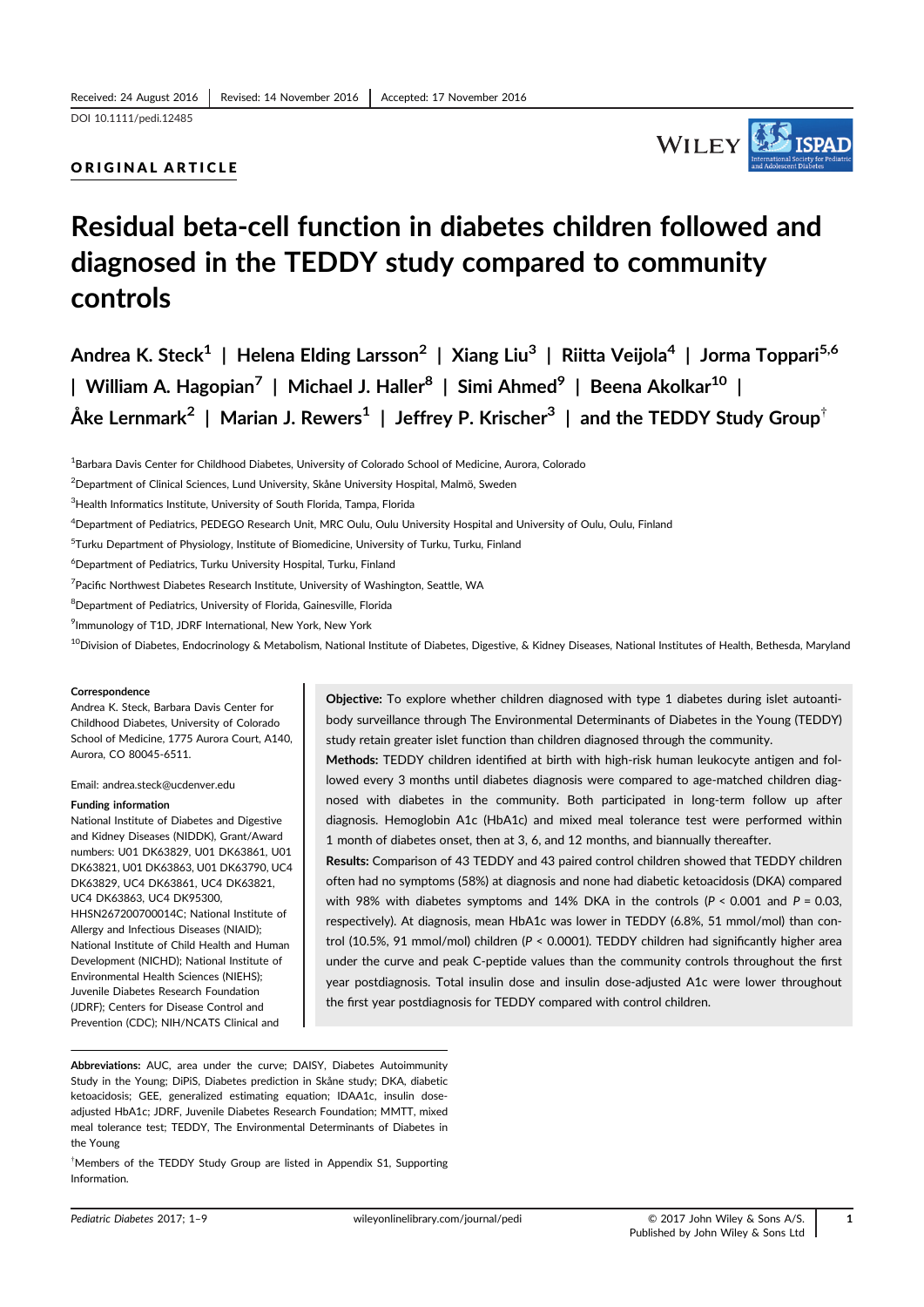Received: 24 August 2016 | Revised: 14 November 2016 | Accepted: 17 November 2016

DOI 10.1111/pedi.12485

ORIGINAL ARTICLE

# Residual beta-cell function in diabetes children followed and diagnosed in the TEDDY study compared to community controls

**Andrea K. Steck[1] | Helena Elding Larsson[2] | Xiang Liu[3] | Riitta Veijola[4] | Jorma Toppari[5,6] | William A. Hagopian[7] | Michael J. Haller[8] | Simi Ahmed[9] | Beena Akolkar[10] | Åke Lernmark[2] | Marian J. Rewers[1] | Jeffrey P. Krischer[3] | and the TEDDY Study Group[†]**

[1]Barbara Davis Center for Childhood Diabetes, University of Colorado School of Medicine, Aurora, Colorado

[2]Department of Clinical Sciences, Lund University, Skåne University Hospital, Malmö, Sweden

[3]Health Informatics Institute, University of South Florida, Tampa, Florida

[4]Department of Pediatrics, PEDEGO Research Unit, MRC Oulu, Oulu University Hospital and University of Oulu, Oulu, Finland

[5]Turku Department of Physiology, Institute of Biomedicine, University of Turku, Turku, Finland

[6]Department of Pediatrics, Turku University Hospital, Turku, Finland

[7]Pacific Northwest Diabetes Research Institute, University of Washington, Seattle, WA

[8]Department of Pediatrics, University of Florida, Gainesville, Florida

[9]Immunology of T1D, JDRF International, New York, New York

[10]Division of Diabetes, Endocrinology & Metabolism, National Institute of Diabetes, Digestive, & Kidney Diseases, National Institutes of Health, Bethesda, Maryland

**Correspondence**
Andrea K. Steck, Barbara Davis Center for Childhood Diabetes, University of Colorado School of Medicine, 1775 Aurora Court, A140, Aurora, CO 80045-6511.

Email: andrea.steck@ucdenver.edu

**Funding information**
National Institute of Diabetes and Digestive and Kidney Diseases (NIDDK), Grant/Award numbers: U01 DK63829, U01 DK63861, U01 DK63821, U01 DK63863, U01 DK63790, UC4 DK63829, UC4 DK63861, UC4 DK63821, UC4 DK63863, UC4 DK95300, HHSN267200700014C; National Institute of Allergy and Infectious Diseases (NIAID); National Institute of Child Health and Human Development (NICHD); National Institute of Environmental Health Sciences (NIEHS); Juvenile Diabetes Research Foundation (JDRF); Centers for Disease Control and Prevention (CDC); NIH/NCATS Clinical and

**Objective:** To explore whether children diagnosed with type 1 diabetes during islet autoantibody surveillance through The Environmental Determinants of Diabetes in the Young (TEDDY) study retain greater islet function than children diagnosed through the community.

**Methods:** TEDDY children identified at birth with high-risk human leukocyte antigen and followed every 3 months until diabetes diagnosis were compared to age-matched children diagnosed with diabetes in the community. Both participated in long-term follow up after diagnosis. Hemoglobin A1c (HbA1c) and mixed meal tolerance test were performed within 1 month of diabetes onset, then at 3, 6, and 12 months, and biannually thereafter.

**Results:** Comparison of 43 TEDDY and 43 paired control children showed that TEDDY children often had no symptoms (58%) at diagnosis and none had diabetic ketoacidosis (DKA) compared with 98% with diabetes symptoms and 14% DKA in the controls ($P < 0.001$ and $P = 0.03$, respectively). At diagnosis, mean HbA1c was lower in TEDDY (6.8%, 51 mmol/mol) than control (10.5%, 91 mmol/mol) children ($P < 0.0001$). TEDDY children had significantly higher area under the curve and peak C-peptide values than the community controls throughout the first year postdiagnosis. Total insulin dose and insulin dose-adjusted A1c were lower throughout the first year postdiagnosis for TEDDY compared with control children.

**Abbreviations:** AUC, area under the curve; DAISY, Diabetes Autoimmunity Study in the Young; DiPiS, Diabetes prediction in Skåne study; DKA, diabetic ketoacidosis; GEE, generalized estimating equation; IDAA1c, insulin dose-adjusted HbA1c; JDRF, Juvenile Diabetes Research Foundation; MMTT, mixed meal tolerance test; TEDDY, The Environmental Determinants of Diabetes in the Young

[†]Members of the TEDDY Study Group are listed in Appendix S1, Supporting Information.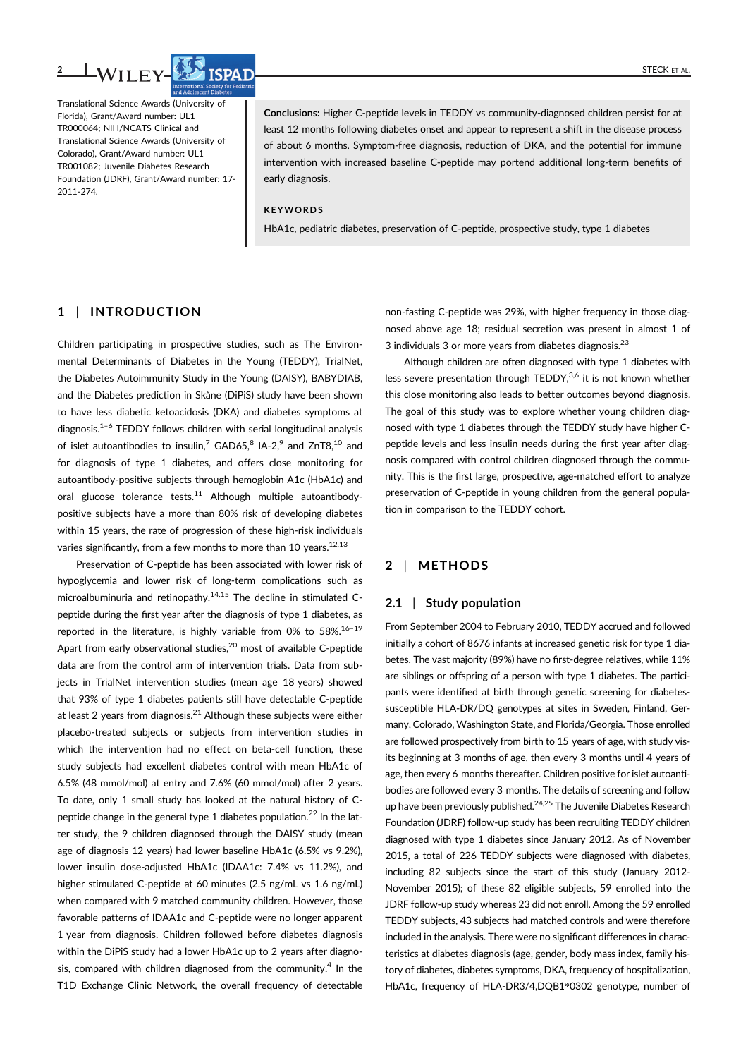Translational Science Awards (University of Florida), Grant/Award number: UL1 TR000064; NIH/NCATS Clinical and Translational Science Awards (University of Colorado), Grant/Award number: UL1 TR001082; Juvenile Diabetes Research Foundation (JDRF), Grant/Award number: 17-2011-274.

**Conclusions:** Higher C-peptide levels in TEDDY vs community-diagnosed children persist for at least 12 months following diabetes onset and appear to represent a shift in the disease process of about 6 months. Symptom-free diagnosis, reduction of DKA, and the potential for immune intervention with increased baseline C-peptide may portend additional long-term benefits of early diagnosis.

**KEYWORDS**

HbA1c, pediatric diabetes, preservation of C-peptide, prospective study, type 1 diabetes

## 1 | INTRODUCTION

Children participating in prospective studies, such as The Environmental Determinants of Diabetes in the Young (TEDDY), TrialNet, the Diabetes Autoimmunity Study in the Young (DAISY), BABYDIAB, and the Diabetes prediction in Skåne (DiPiS) study have been shown to have less diabetic ketoacidosis (DKA) and diabetes symptoms at diagnosis.[1–6] TEDDY follows children with serial longitudinal analysis of islet autoantibodies to insulin,[7] GAD65,[8] IA-2,[9] and ZnT8,[10] and for diagnosis of type 1 diabetes, and offers close monitoring for autoantibody-positive subjects through hemoglobin A1c (HbA1c) and oral glucose tolerance tests.[11] Although multiple autoantibody-positive subjects have a more than 80% risk of developing diabetes within 15 years, the rate of progression of these high-risk individuals varies significantly, from a few months to more than 10 years.[12,13]

Preservation of C-peptide has been associated with lower risk of hypoglycemia and lower risk of long-term complications such as microalbuminuria and retinopathy.[14,15] The decline in stimulated C-peptide during the first year after the diagnosis of type 1 diabetes, as reported in the literature, is highly variable from 0% to 58%.[16–19] Apart from early observational studies,[20] most of available C-peptide data are from the control arm of intervention trials. Data from subjects in TrialNet intervention studies (mean age 18 years) showed that 93% of type 1 diabetes patients still have detectable C-peptide at least 2 years from diagnosis.[21] Although these subjects were either placebo-treated subjects or subjects from intervention studies in which the intervention had no effect on beta-cell function, these study subjects had excellent diabetes control with mean HbA1c of 6.5% (48 mmol/mol) at entry and 7.6% (60 mmol/mol) after 2 years. To date, only 1 small study has looked at the natural history of C-peptide change in the general type 1 diabetes population.[22] In the latter study, the 9 children diagnosed through the DAISY study (mean age of diagnosis 12 years) had lower baseline HbA1c (6.5% vs 9.2%), lower insulin dose-adjusted HbA1c (IDAA1c: 7.4% vs 11.2%), and higher stimulated C-peptide at 60 minutes (2.5 ng/mL vs 1.6 ng/mL) when compared with 9 matched community children. However, those favorable patterns of IDAA1c and C-peptide were no longer apparent 1 year from diagnosis. Children followed before diabetes diagnosis within the DiPiS study had a lower HbA1c up to 2 years after diagnosis, compared with children diagnosed from the community.[4] In the T1D Exchange Clinic Network, the overall frequency of detectable non-fasting C-peptide was 29%, with higher frequency in those diagnosed above age 18; residual secretion was present in almost 1 of 3 individuals 3 or more years from diabetes diagnosis.[23]

Although children are often diagnosed with type 1 diabetes with less severe presentation through TEDDY,[3,6] it is not known whether this close monitoring also leads to better outcomes beyond diagnosis. The goal of this study was to explore whether young children diagnosed with type 1 diabetes through the TEDDY study have higher C-peptide levels and less insulin needs during the first year after diagnosis compared with control children diagnosed through the community. This is the first large, prospective, age-matched effort to analyze preservation of C-peptide in young children from the general population in comparison to the TEDDY cohort.

## 2 | METHODS

### 2.1 | Study population

From September 2004 to February 2010, TEDDY accrued and followed initially a cohort of 8676 infants at increased genetic risk for type 1 diabetes. The vast majority (89%) have no first-degree relatives, while 11% are siblings or offspring of a person with type 1 diabetes. The participants were identified at birth through genetic screening for diabetes-susceptible HLA-DR/DQ genotypes at sites in Sweden, Finland, Germany, Colorado, Washington State, and Florida/Georgia. Those enrolled are followed prospectively from birth to 15 years of age, with study visits beginning at 3 months of age, then every 3 months until 4 years of age, then every 6 months thereafter. Children positive for islet autoantibodies are followed every 3 months. The details of screening and follow up have been previously published.[24,25] The Juvenile Diabetes Research Foundation (JDRF) follow-up study has been recruiting TEDDY children diagnosed with type 1 diabetes since January 2012. As of November 2015, a total of 226 TEDDY subjects were diagnosed with diabetes, including 82 subjects since the start of this study (January 2012-November 2015); of these 82 eligible subjects, 59 enrolled into the JDRF follow-up study whereas 23 did not enroll. Among the 59 enrolled TEDDY subjects, 43 subjects had matched controls and were therefore included in the analysis. There were no significant differences in characteristics at diabetes diagnosis (age, gender, body mass index, family history of diabetes, diabetes symptoms, DKA, frequency of hospitalization, HbA1c, frequency of HLA-DR3/4,DQB1*0302 genotype, number of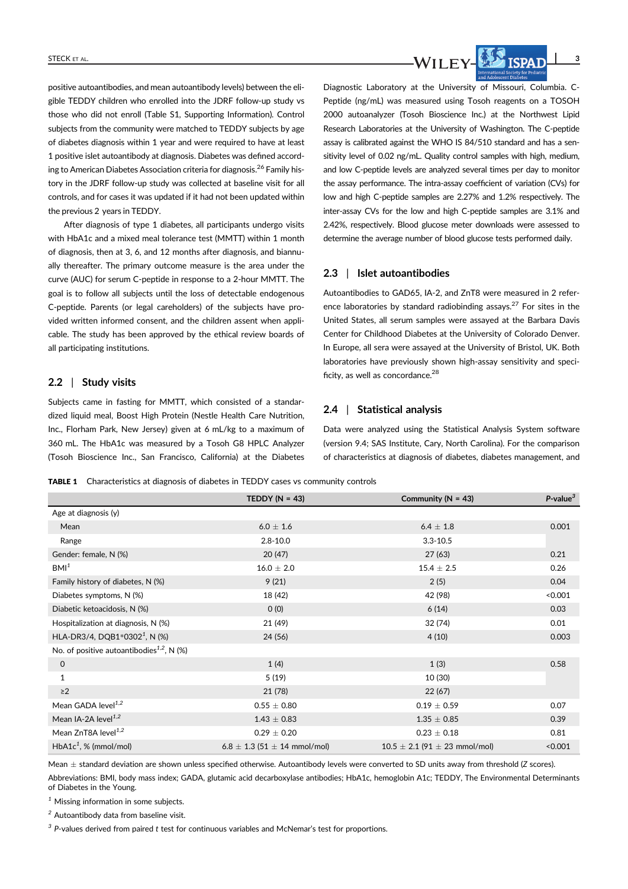positive autoantibodies, and mean autoantibody levels) between the eligible TEDDY children who enrolled into the JDRF follow-up study vs those who did not enroll (Table S1, Supporting Information). Control subjects from the community were matched to TEDDY subjects by age of diabetes diagnosis within 1 year and were required to have at least 1 positive islet autoantibody at diagnosis. Diabetes was defined according to American Diabetes Association criteria for diagnosis.[26] Family history in the JDRF follow-up study was collected at baseline visit for all controls, and for cases it was updated if it had not been updated within the previous 2 years in TEDDY.

After diagnosis of type 1 diabetes, all participants undergo visits with HbA1c and a mixed meal tolerance test (MMTT) within 1 month of diagnosis, then at 3, 6, and 12 months after diagnosis, and biannually thereafter. The primary outcome measure is the area under the curve (AUC) for serum C-peptide in response to a 2-hour MMTT. The goal is to follow all subjects until the loss of detectable endogenous C-peptide. Parents (or legal careholders) of the subjects have provided written informed consent, and the children assent when applicable. The study has been approved by the ethical review boards of all participating institutions.

## 2.2 | Study visits

Subjects came in fasting for MMTT, which consisted of a standardized liquid meal, Boost High Protein (Nestle Health Care Nutrition, Inc., Florham Park, New Jersey) given at 6 mL/kg to a maximum of 360 mL. The HbA1c was measured by a Tosoh G8 HPLC Analyzer (Tosoh Bioscience Inc., San Francisco, California) at the Diabetes Diagnostic Laboratory at the University of Missouri, Columbia. C-Peptide (ng/mL) was measured using Tosoh reagents on a TOSOH 2000 autoanalyzer (Tosoh Bioscience Inc.) at the Northwest Lipid Research Laboratories at the University of Washington. The C-peptide assay is calibrated against the WHO IS 84/510 standard and has a sensitivity level of 0.02 ng/mL. Quality control samples with high, medium, and low C-peptide levels are analyzed several times per day to monitor the assay performance. The intra-assay coefficient of variation (CVs) for low and high C-peptide samples are 2.27% and 1.2% respectively. The inter-assay CVs for the low and high C-peptide samples are 3.1% and 2.42%, respectively. Blood glucose meter downloads were assessed to determine the average number of blood glucose tests performed daily.

## 2.3 | Islet autoantibodies

Autoantibodies to GAD65, IA-2, and ZnT8 were measured in 2 reference laboratories by standard radiobinding assays.[27] For sites in the United States, all serum samples were assayed at the Barbara Davis Center for Childhood Diabetes at the University of Colorado Denver. In Europe, all sera were assayed at the University of Bristol, UK. Both laboratories have previously shown high-assay sensitivity and specificity, as well as concordance.[28]

## 2.4 | Statistical analysis

Data were analyzed using the Statistical Analysis System software (version 9.4; SAS Institute, Cary, North Carolina). For the comparison of characteristics at diagnosis of diabetes, diabetes management, and

**TABLE 1** Characteristics at diagnosis of diabetes in TEDDY cases vs community controls

| | TEDDY (N = 43) | Community (N = 43) | P-value[3] |
|---|---|---|---|
| Age at diagnosis (y) | | | |
| Mean | 6.0 ± 1.6 | 6.4 ± 1.8 | 0.001 |
| Range | 2.8-10.0 | 3.3-10.5 | |
| Gender: female, N (%) | 20 (47) | 27 (63) | 0.21 |
| BMI[1] | 16.0 ± 2.0 | 15.4 ± 2.5 | 0.26 |
| Family history of diabetes, N (%) | 9 (21) | 2 (5) | 0.04 |
| Diabetes symptoms, N (%) | 18 (42) | 42 (98) | <0.001 |
| Diabetic ketoacidosis, N (%) | 0 (0) | 6 (14) | 0.03 |
| Hospitalization at diagnosis, N (%) | 21 (49) | 32 (74) | 0.01 |
| HLA-DR3/4, DQB1*0302[1], N (%) | 24 (56) | 4 (10) | 0.003 |
| No. of positive autoantibodies[1,2], N (%) | | | |
| 0 | 1 (4) | 1 (3) | 0.58 |
| 1 | 5 (19) | 10 (30) | |
| ≥2 | 21 (78) | 22 (67) | |
| Mean GADA level[1,2] | 0.55 ± 0.80 | 0.19 ± 0.59 | 0.07 |
| Mean IA-2A level[1,2] | 1.43 ± 0.83 | 1.35 ± 0.85 | 0.39 |
| Mean ZnT8A level[1,2] | 0.29 ± 0.20 | 0.23 ± 0.18 | 0.81 |
| HbA1c[1], % (mmol/mol) | 6.8 ± 1.3 (51 ± 14 mmol/mol) | 10.5 ± 2.1 (91 ± 23 mmol/mol) | <0.001 |

Mean ± standard deviation are shown unless specified otherwise. Autoantibody levels were converted to SD units away from threshold (*Z* scores).

Abbreviations: BMI, body mass index; GADA, glutamic acid decarboxylase antibodies; HbA1c, hemoglobin A1c; TEDDY, The Environmental Determinants of Diabetes in the Young.

[1] Missing information in some subjects.

[2] Autoantibody data from baseline visit.

[3] *P*-values derived from paired *t* test for continuous variables and McNemar's test for proportions.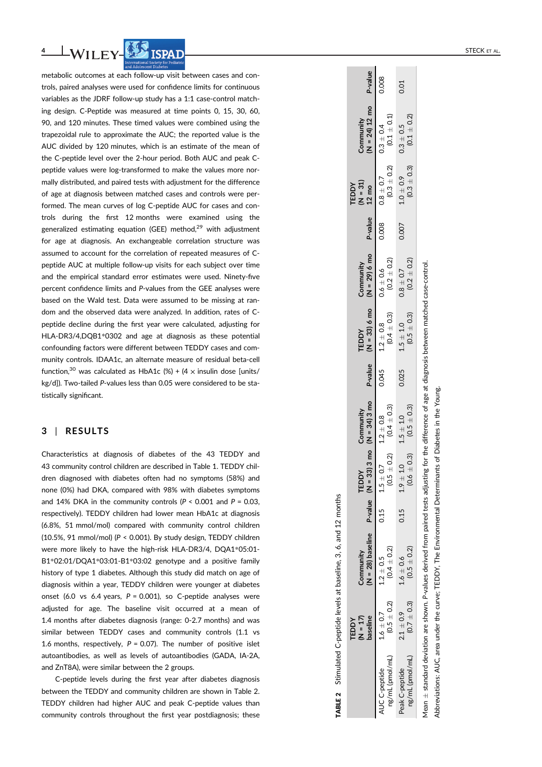metabolic outcomes at each follow-up visit between cases and controls, paired analyses were used for confidence limits for continuous variables as the JDRF follow-up study has a 1:1 case-control matching design. C-Peptide was measured at time points 0, 15, 30, 60, 90, and 120 minutes. These timed values were combined using the trapezoidal rule to approximate the AUC; the reported value is the AUC divided by 120 minutes, which is an estimate of the mean of the C-peptide level over the 2-hour period. Both AUC and peak C-peptide values were log-transformed to make the values more normally distributed, and paired tests with adjustment for the difference of age at diagnosis between matched cases and controls were performed. The mean curves of log C-peptide AUC for cases and controls during the first 12 months were examined using the generalized estimating equation (GEE) method,[29] with adjustment for age at diagnosis. An exchangeable correlation structure was assumed to account for the correlation of repeated measures of C-peptide AUC at multiple follow-up visits for each subject over time and the empirical standard error estimates were used. Ninety-five percent confidence limits and $P$-values from the GEE analyses were based on the Wald test. Data were assumed to be missing at random and the observed data were analyzed. In addition, rates of C-peptide decline during the first year were calculated, adjusting for HLA-DR3/4,DQB1*0302 and age at diagnosis as these potential confounding factors were different between TEDDY cases and community controls. IDAA1c, an alternate measure of residual beta-cell function,[30] was calculated as HbA1c (%) + (4 × insulin dose [units/kg/d]). Two-tailed $P$-values less than 0.05 were considered to be statistically significant.

## 3 | RESULTS

Characteristics at diagnosis of diabetes of the 43 TEDDY and 43 community control children are described in Table 1. TEDDY children diagnosed with diabetes often had no symptoms (58%) and none (0%) had DKA, compared with 98% with diabetes symptoms and 14% DKA in the community controls ($P < 0.001$ and $P = 0.03$, respectively). TEDDY children had lower mean HbA1c at diagnosis (6.8%, 51 mmol/mol) compared with community control children (10.5%, 91 mmol/mol) ($P < 0.001$). By study design, TEDDY children were more likely to have the high-risk HLA-DR3/4, DQA1*05:01-B1*02:01/DQA1*03:01-B1*03:02 genotype and a positive family history of type 1 diabetes. Although this study did match on age of diagnosis within a year, TEDDY children were younger at diabetes onset (6.0 vs 6.4 years, $P = 0.001$), so C-peptide analyses were adjusted for age. The baseline visit occurred at a mean of 1.4 months after diabetes diagnosis (range: 0-2.7 months) and was similar between TEDDY cases and community controls (1.1 vs 1.6 months, respectively, $P = 0.07$). The number of positive islet autoantibodies, as well as levels of autoantibodies (GADA, IA-2A, and ZnT8A), were similar between the 2 groups.

C-peptide levels during the first year after diabetes diagnosis between the TEDDY and community children are shown in Table 2. TEDDY children had higher AUC and peak C-peptide values than community controls throughout the first year postdiagnosis; these

**TABLE 2** Stimulated C-peptide levels at baseline, 3, 6, and 12 months

| | TEDDY (N = 17) baseline | Community (N = 28) baseline | $P$-value | TEDDY (N = 33) 3 mo | Community (N = 34) 3 mo | $P$-value | TEDDY (N = 33) 6 mo | Community (N = 29) 6 mo | $P$-value | TEDDY (N = 31) 12 mo | Community (N = 24) 12 mo | $P$-value |
|---|---|---|---|---|---|---|---|---|---|---|---|---|
| AUC C-peptide ng/mL (pmol/mL) | 1.6 ± 0.7 (0.5 ± 0.2) | 1.2 ± 0.5 (0.4 ± 0.2) | 0.15 | 1.5 ± 0.7 (0.5 ± 0.2) | 1.2 ± 0.8 (0.4 ± 0.3) | 0.045 | 1.2 ± 0.8 (0.4 ± 0.3) | 0.6 ± 0.6 (0.2 ± 0.2) | 0.008 | 0.8 ± 0.7 (0.3 ± 0.2) | 0.3 ± 0.4 (0.1 ± 0.1) | 0.008 |
| Peak C-peptide ng/mL (pmol/mL) | 2.1 ± 0.9 (0.7 ± 0.3) | 1.6 ± 0.6 (0.5 ± 0.2) | 0.15 | 1.9 ± 1.0 (0.6 ± 0.3) | 1.5 ± 1.0 (0.5 ± 0.3) | 0.025 | 1.5 ± 1.0 (0.5 ± 0.3) | 0.8 ± 0.7 (0.2 ± 0.2) | 0.007 | 1.0 ± 0.9 (0.3 ± 0.3) | 0.3 ± 0.5 (0.1 ± 0.2) | 0.01 |

Mean ± standard deviation are shown. $P$-values derived from paired tests adjusting for the difference of age at diagnosis between matched case-control.

Abbreviations: AUC, area under the curve; TEDDY, The Environmental Determinants of Diabetes in the Young.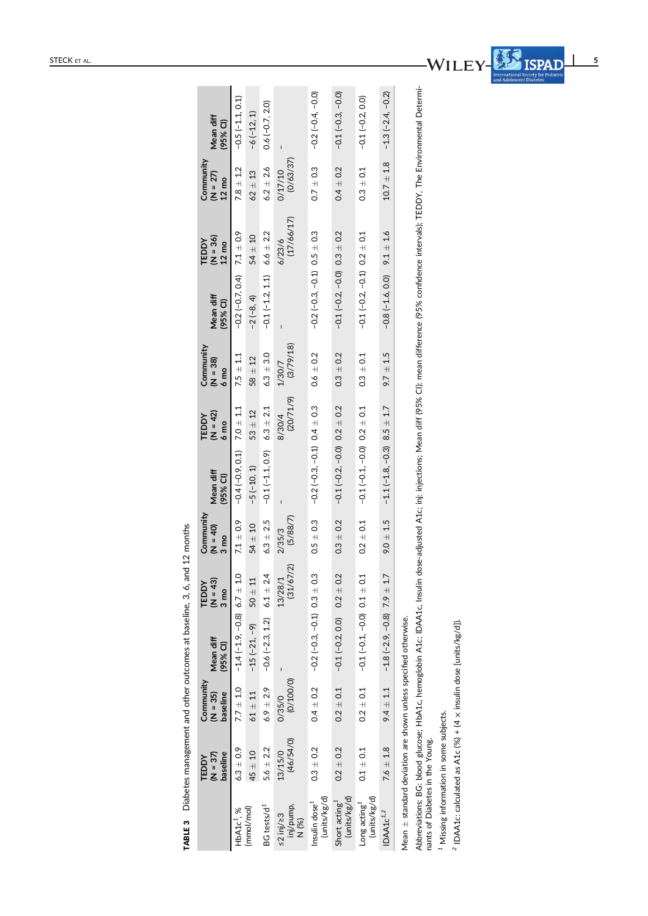**TABLE 3** Diabetes management and other outcomes at baseline, 3, 6, and 12 months

| | TEDDY (N = 37) baseline | Community (N = 35) baseline | Mean diff (95% CI) | TEDDY (N = 43) 3 mo | Community (N = 40) 3 mo | Mean diff (95% CI) | TEDDY (N = 42) 6 mo | Community (N = 38) 6 mo | Mean diff (95% CI) | TEDDY (N = 36) 12 mo | Community (N = 27) 12 mo | Mean diff (95% CI) |
|---|---|---|---|---|---|---|---|---|---|---|---|---|
| HbA1c[1], % | 6.3 ± 0.9 | 7.7 ± 1.0 | −1.4 (−1.9, −0.8) | 6.7 ± 1.0 | 7.1 ± 0.9 | −0.4 (−0.9, 0.1) | 7.0 ± 1.1 | 7.5 ± 1.1 | −0.2 (−0.7, 0.4) | 7.1 ± 0.9 | 7.8 ± 1.2 | −0.5 (−1.1, 0.1) |
| (mmol/mol) | 45 ± 10 | 61 ± 11 | −15 (−21, −9) | 50 ± 11 | 54 ± 10 | −5 (−10, 1) | 53 ± 12 | 58 ± 12 | −2 (−8, 4) | 54 ± 10 | 62 ± 13 | −6 (−12, 1) |
| BG tests/d[1] | 5.6 ± 2.2 | 6.9 ± 2.9 | −0.6 (−2.3, 1.2) | 6.1 ± 2.4 | 6.3 ± 2.5 | −0.1 (−1.1, 0.9) | 6.3 ± 2.1 | 6.3 ± 3.0 | −0.1 (−1.2, 1.1) | 6.6 ± 2.2 | 6.2 ± 2.6 | 0.6 (−0.7, 2.0) |
| ≤2 inj/≥3 inj/pump, N (%) | 13/15/0 (46/54/0) | 0/35/0 (0/100/0) | - | 13/28/1 (31/67/2) | 2/35/3 (5/88/7) | - | 8/30/4 (20/71/9) | 1/30/7 (3/79/18) | - | 6/23/6 (17/66/17) | 0/17/10 (0/63/37) | - |
| Insulin dose[1] (units/kg/d) | 0.3 ± 0.2 | 0.4 ± 0.2 | −0.2 (−0.3, −0.1) | 0.3 ± 0.3 | 0.5 ± 0.3 | −0.2 (−0.3, −0.1) | 0.4 ± 0.3 | 0.6 ± 0.2 | −0.2 (−0.3, −0.1) | 0.5 ± 0.3 | 0.7 ± 0.3 | −0.2 (−0.4, −0.0) |
| Short acting[1] (units/kg/d) | 0.2 ± 0.2 | 0.2 ± 0.1 | −0.1 (−0.2, 0.0) | 0.2 ± 0.2 | 0.3 ± 0.2 | −0.1 (−0.2, −0.0) | 0.2 ± 0.2 | 0.3 ± 0.2 | −0.1 (−0.2, −0.0) | 0.3 ± 0.2 | 0.4 ± 0.2 | −0.1 (−0.3, −0.0) |
| Long acting[1] (units/kg/d) | 0.1 ± 0.1 | 0.2 ± 0.1 | −0.1 (−0.1, −0.0) | 0.1 ± 0.1 | 0.2 ± 0.1 | −0.1 (−0.1, −0.0) | 0.2 ± 0.1 | 0.3 ± 0.1 | −0.1 (−0.2, −0.1) | 0.2 ± 0.1 | 0.3 ± 0.1 | −0.1 (−0.2, 0.0) |
| IDAA1c[1,2] | 7.6 ± 1.8 | 9.4 ± 1.1 | −1.8 (−2.9, −0.8) | 7.9 ± 1.7 | 9.0 ± 1.5 | −1.1 (−1.8, −0.3) | 8.5 ± 1.7 | 9.7 ± 1.5 | −0.8 (−1.6, 0.0) | 9.1 ± 1.6 | 10.7 ± 1.8 | −1.3 (−2.4, −0.2) |

Mean ± standard deviation are shown unless specified otherwise.

Abbreviations: BG: blood glucose; HbA1c, hemoglobin A1c; IDAA1c, Insulin dose-adjusted A1c; inj: injections; Mean diff (95% CI): mean difference (95% confidence intervals); TEDDY, The Environmental Determinants of Diabetes in the Young.

[1] Missing information in some subjects.

[2] IDAA1c: calculated as A1c (%) + (4 × insulin dose [units/kg/d]).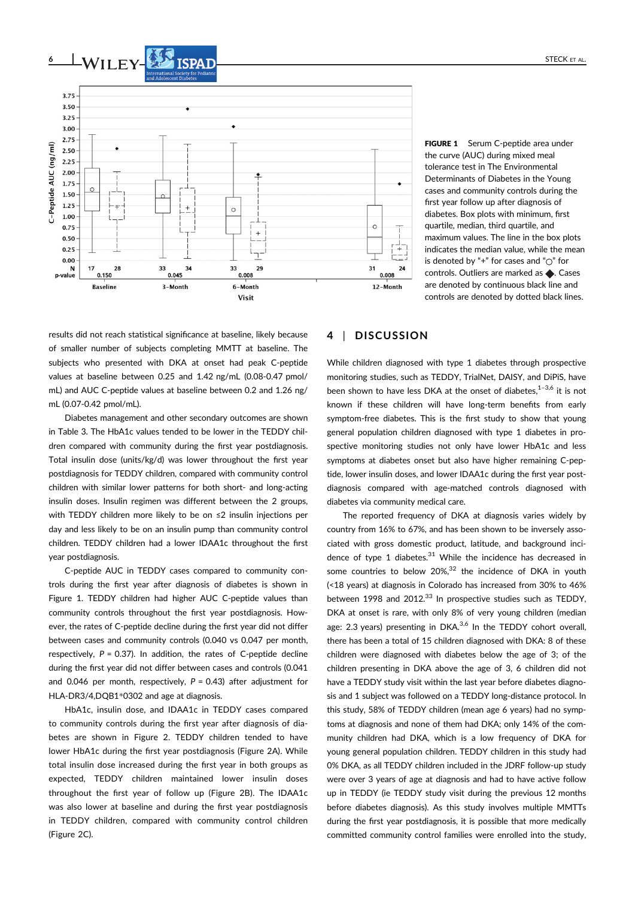FIGURE 1 Serum C-peptide area under the curve (AUC) during mixed meal tolerance test in The Environmental Determinants of Diabetes in the Young cases and community controls during the first year follow up after diagnosis of diabetes. Box plots with minimum, first quartile, median, third quartile, and maximum values. The line in the box plots indicates the median value, while the mean is denoted by "+" for cases and "○" for controls. Outliers are marked as ◆. Cases are denoted by continuous black line and controls are denoted by dotted black lines.

results did not reach statistical significance at baseline, likely because of smaller number of subjects completing MMTT at baseline. The subjects who presented with DKA at onset had peak C-peptide values at baseline between 0.25 and 1.42 ng/mL (0.08-0.47 pmol/mL) and AUC C-peptide values at baseline between 0.2 and 1.26 ng/mL (0.07-0.42 pmol/mL).

Diabetes management and other secondary outcomes are shown in Table 3. The HbA1c values tended to be lower in the TEDDY children compared with community during the first year postdiagnosis. Total insulin dose (units/kg/d) was lower throughout the first year postdiagnosis for TEDDY children, compared with community control children with similar lower patterns for both short- and long-acting insulin doses. Insulin regimen was different between the 2 groups, with TEDDY children more likely to be on ≤2 insulin injections per day and less likely to be on an insulin pump than community control children. TEDDY children had a lower IDAA1c throughout the first year postdiagnosis.

C-peptide AUC in TEDDY cases compared to community controls during the first year after diagnosis of diabetes is shown in Figure 1. TEDDY children had higher AUC C-peptide values than community controls throughout the first year postdiagnosis. However, the rates of C-peptide decline during the first year did not differ between cases and community controls (0.040 vs 0.047 per month, respectively, $P = 0.37$). In addition, the rates of C-peptide decline during the first year did not differ between cases and controls (0.041 and 0.046 per month, respectively, $P = 0.43$) after adjustment for HLA-DR3/4,DQB1*0302 and age at diagnosis.

HbA1c, insulin dose, and IDAA1c in TEDDY cases compared to community controls during the first year after diagnosis of diabetes are shown in Figure 2. TEDDY children tended to have lower HbA1c during the first year postdiagnosis (Figure 2A). While total insulin dose increased during the first year in both groups as expected, TEDDY children maintained lower insulin doses throughout the first year of follow up (Figure 2B). The IDAA1c was also lower at baseline and during the first year postdiagnosis in TEDDY children, compared with community control children (Figure 2C).

## 4 | DISCUSSION

While children diagnosed with type 1 diabetes through prospective monitoring studies, such as TEDDY, TrialNet, DAISY, and DiPiS, have been shown to have less DKA at the onset of diabetes,[1-3,6] it is not known if these children will have long-term benefits from early symptom-free diabetes. This is the first study to show that young general population children diagnosed with type 1 diabetes in prospective monitoring studies not only have lower HbA1c and less symptoms at diabetes onset but also have higher remaining C-peptide, lower insulin doses, and lower IDAA1c during the first year postdiagnosis compared with age-matched controls diagnosed with diabetes via community medical care.

The reported frequency of DKA at diagnosis varies widely by country from 16% to 67%, and has been shown to be inversely associated with gross domestic product, latitude, and background incidence of type 1 diabetes.[31] While the incidence has decreased in some countries to below 20%,[32] the incidence of DKA in youth (<18 years) at diagnosis in Colorado has increased from 30% to 46% between 1998 and 2012.[33] In prospective studies such as TEDDY, DKA at onset is rare, with only 8% of very young children (median age: 2.3 years) presenting in DKA.[3,6] In the TEDDY cohort overall, there has been a total of 15 children diagnosed with DKA: 8 of these children were diagnosed with diabetes below the age of 3; of the children presenting in DKA above the age of 3, 6 children did not have a TEDDY study visit within the last year before diabetes diagnosis and 1 subject was followed on a TEDDY long-distance protocol. In this study, 58% of TEDDY children (mean age 6 years) had no symptoms at diagnosis and none of them had DKA; only 14% of the community children had DKA, which is a low frequency of DKA for young general population children. TEDDY children in this study had 0% DKA, as all TEDDY children included in the JDRF follow-up study were over 3 years of age at diagnosis and had to have active follow up in TEDDY (ie TEDDY study visit during the previous 12 months before diabetes diagnosis). As this study involves multiple MMTTs during the first year postdiagnosis, it is possible that more medically committed community control families were enrolled into the study,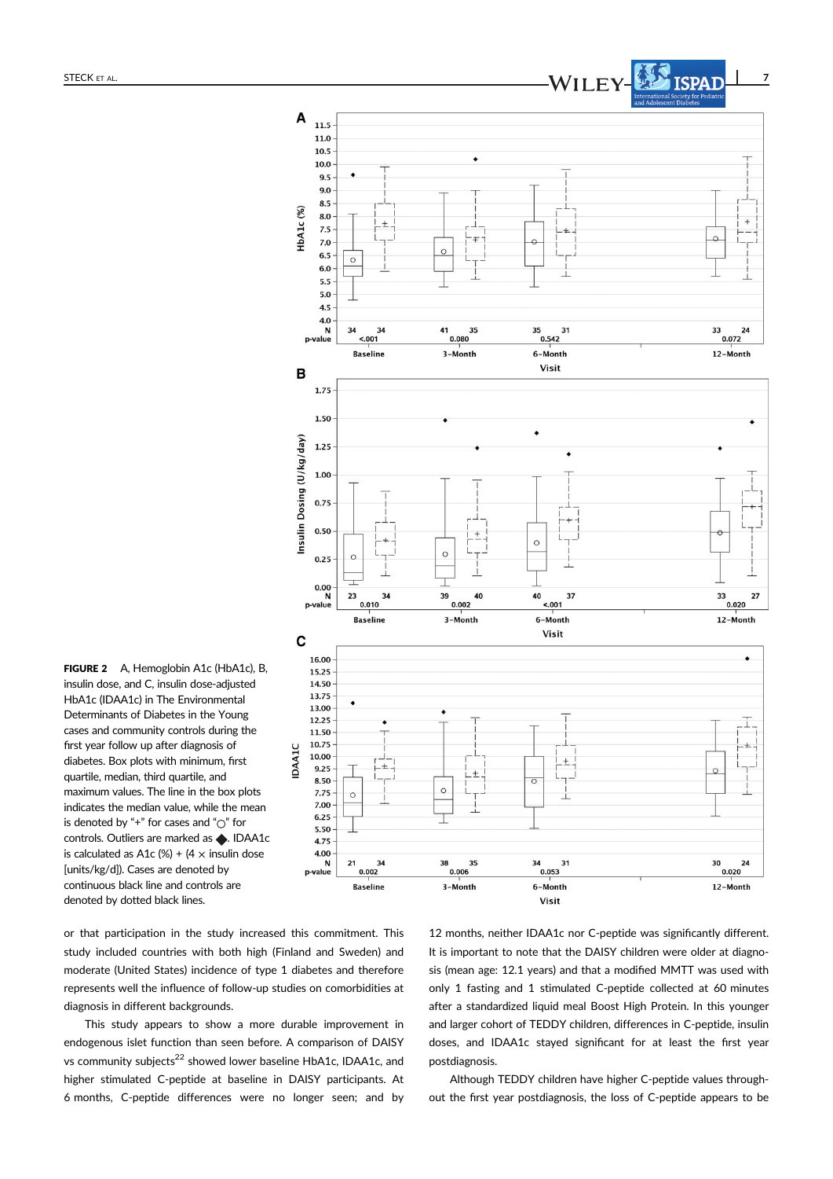**FIGURE 2** A, Hemoglobin A1c (HbA1c), B, insulin dose, and C, insulin dose-adjusted HbA1c (IDAA1c) in The Environmental Determinants of Diabetes in the Young cases and community controls during the first year follow up after diagnosis of diabetes. Box plots with minimum, first quartile, median, third quartile, and maximum values. The line in the box plots indicates the median value, while the mean is denoted by "+" for cases and "○" for controls. Outliers are marked as ◆. IDAA1c is calculated as A1c (%) + (4 × insulin dose [units/kg/d]). Cases are denoted by continuous black line and controls are denoted by dotted black lines.

or that participation in the study increased this commitment. This study included countries with both high (Finland and Sweden) and moderate (United States) incidence of type 1 diabetes and therefore represents well the influence of follow-up studies on comorbidities at diagnosis in different backgrounds.

This study appears to show a more durable improvement in endogenous islet function than seen before. A comparison of DAISY vs community subjects[22] showed lower baseline HbA1c, IDAA1c, and higher stimulated C-peptide at baseline in DAISY participants. At 6 months, C-peptide differences were no longer seen; and by 12 months, neither IDAA1c nor C-peptide was significantly different. It is important to note that the DAISY children were older at diagnosis (mean age: 12.1 years) and that a modified MMTT was used with only 1 fasting and 1 stimulated C-peptide collected at 60 minutes after a standardized liquid meal Boost High Protein. In this younger and larger cohort of TEDDY children, differences in C-peptide, insulin doses, and IDAA1c stayed significant for at least the first year postdiagnosis.

Although TEDDY children have higher C-peptide values throughout the first year postdiagnosis, the loss of C-peptide appears to be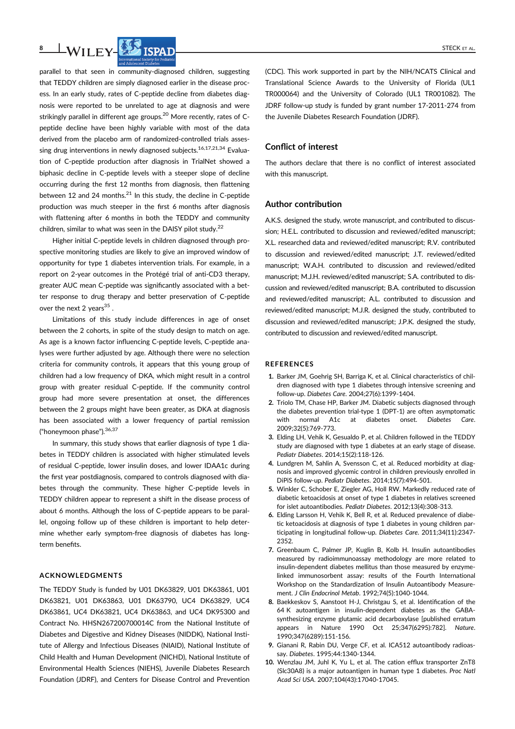parallel to that seen in community-diagnosed children, suggesting that TEDDY children are simply diagnosed earlier in the disease process. In an early study, rates of C-peptide decline from diabetes diagnosis were reported to be unrelated to age at diagnosis and were strikingly parallel in different age groups.[20] More recently, rates of C-peptide decline have been highly variable with most of the data derived from the placebo arm of randomized-controlled trials assessing drug interventions in newly diagnosed subjects.[16,17,21,34] Evaluation of C-peptide production after diagnosis in TrialNet showed a biphasic decline in C-peptide levels with a steeper slope of decline occurring during the first 12 months from diagnosis, then flattening between 12 and 24 months.[21] In this study, the decline in C-peptide production was much steeper in the first 6 months after diagnosis with flattening after 6 months in both the TEDDY and community children, similar to what was seen in the DAISY pilot study.[22]

Higher initial C-peptide levels in children diagnosed through prospective monitoring studies are likely to give an improved window of opportunity for type 1 diabetes intervention trials. For example, in a report on 2-year outcomes in the Protégé trial of anti-CD3 therapy, greater AUC mean C-peptide was significantly associated with a better response to drug therapy and better preservation of C-peptide over the next 2 years[35] .

Limitations of this study include differences in age of onset between the 2 cohorts, in spite of the study design to match on age. As age is a known factor influencing C-peptide levels, C-peptide analyses were further adjusted by age. Although there were no selection criteria for community controls, it appears that this young group of children had a low frequency of DKA, which might result in a control group with greater residual C-peptide. If the community control group had more severe presentation at onset, the differences between the 2 groups might have been greater, as DKA at diagnosis has been associated with a lower frequency of partial remission ("honeymoon phase").[36,37]

In summary, this study shows that earlier diagnosis of type 1 diabetes in TEDDY children is associated with higher stimulated levels of residual C-peptide, lower insulin doses, and lower IDAA1c during the first year postdiagnosis, compared to controls diagnosed with diabetes through the community. These higher C-peptide levels in TEDDY children appear to represent a shift in the disease process of about 6 months. Although the loss of C-peptide appears to be parallel, ongoing follow up of these children is important to help determine whether early symptom-free diagnosis of diabetes has long-term benefits.

## ACKNOWLEDGMENTS

The TEDDY Study is funded by U01 DK63829, U01 DK63861, U01 DK63821, U01 DK63863, U01 DK63790, UC4 DK63829, UC4 DK63861, UC4 DK63821, UC4 DK63863, and UC4 DK95300 and Contract No. HHSN267200700014C from the National Institute of Diabetes and Digestive and Kidney Diseases (NIDDK), National Institute of Allergy and Infectious Diseases (NIAID), National Institute of Child Health and Human Development (NICHD), National Institute of Environmental Health Sciences (NIEHS), Juvenile Diabetes Research Foundation (JDRF), and Centers for Disease Control and Prevention (CDC). This work supported in part by the NIH/NCATS Clinical and Translational Science Awards to the University of Florida (UL1 TR000064) and the University of Colorado (UL1 TR001082). The JDRF follow-up study is funded by grant number 17-2011-274 from the Juvenile Diabetes Research Foundation (JDRF).

## Conflict of interest

The authors declare that there is no conflict of interest associated with this manuscript.

## Author contribution

A.K.S. designed the study, wrote manuscript, and contributed to discussion; H.E.L. contributed to discussion and reviewed/edited manuscript; X.L. researched data and reviewed/edited manuscript; R.V. contributed to discussion and reviewed/edited manuscript; J.T. reviewed/edited manuscript; W.A.H. contributed to discussion and reviewed/edited manuscript; M.J.H. reviewed/edited manuscript; S.A. contributed to discussion and reviewed/edited manuscript; B.A. contributed to discussion and reviewed/edited manuscript; A.L. contributed to discussion and reviewed/edited manuscript; M.J.R. designed the study, contributed to discussion and reviewed/edited manuscript; J.P.K. designed the study, contributed to discussion and reviewed/edited manuscript.

## REFERENCES

1. Barker JM, Goehrig SH, Barriga K, et al. Clinical characteristics of children diagnosed with type 1 diabetes through intensive screening and follow-up. *Diabetes Care*. 2004;27(6):1399-1404.
2. Triolo TM, Chase HP, Barker JM. Diabetic subjects diagnosed through the diabetes prevention trial-type 1 (DPT-1) are often asymptomatic with normal A1c at diabetes onset. *Diabetes Care*. 2009;32(5):769-773.
3. Elding LH, Vehik K, Gesualdo P, et al. Children followed in the TEDDY study are diagnosed with type 1 diabetes at an early stage of disease. *Pediatr Diabetes*. 2014;15(2):118-126.
4. Lundgren M, Sahlin A, Svensson C, et al. Reduced morbidity at diagnosis and improved glycemic control in children previously enrolled in DiPiS follow-up. *Pediatr Diabetes*. 2014;15(7):494-501.
5. Winkler C, Schober E, Ziegler AG, Holl RW. Markedly reduced rate of diabetic ketoacidosis at onset of type 1 diabetes in relatives screened for islet autoantibodies. *Pediatr Diabetes*. 2012;13(4):308-313.
6. Elding Larsson H, Vehik K, Bell R, et al. Reduced prevalence of diabetic ketoacidosis at diagnosis of type 1 diabetes in young children participating in longitudinal follow-up. *Diabetes Care*. 2011;34(11):2347-2352.
7. Greenbaum C, Palmer JP, Kuglin B, Kolb H. Insulin autoantibodies measured by radioimmunoassay methodology are more related to insulin-dependent diabetes mellitus than those measured by enzyme-linked immunosorbent assay: results of the Fourth International Workshop on the Standardization of Insulin Autoantibody Measurement. *J Clin Endocrinol Metab*. 1992;74(5):1040-1044.
8. Baekkeskov S, Aanstoot H-J, Christgau S, et al. Identification of the 64 K autoantigen in insulin-dependent diabetes as the GABA-synthesizing enzyme glutamic acid decarboxylase [published erratum appears in Nature 1990 Oct 25;347(6295):782]. *Nature*. 1990;347(6289):151-156.
9. Gianani R, Rabin DU, Verge CF, et al. ICA512 autoantibody radioassay. *Diabetes*. 1995;44:1340-1344.
10. Wenzlau JM, Juhl K, Yu L, et al. The cation efflux transporter ZnT8 (Slc30A8) is a major autoantigen in human type 1 diabetes. *Proc Natl Acad Sci USA*. 2007;104(43):17040-17045.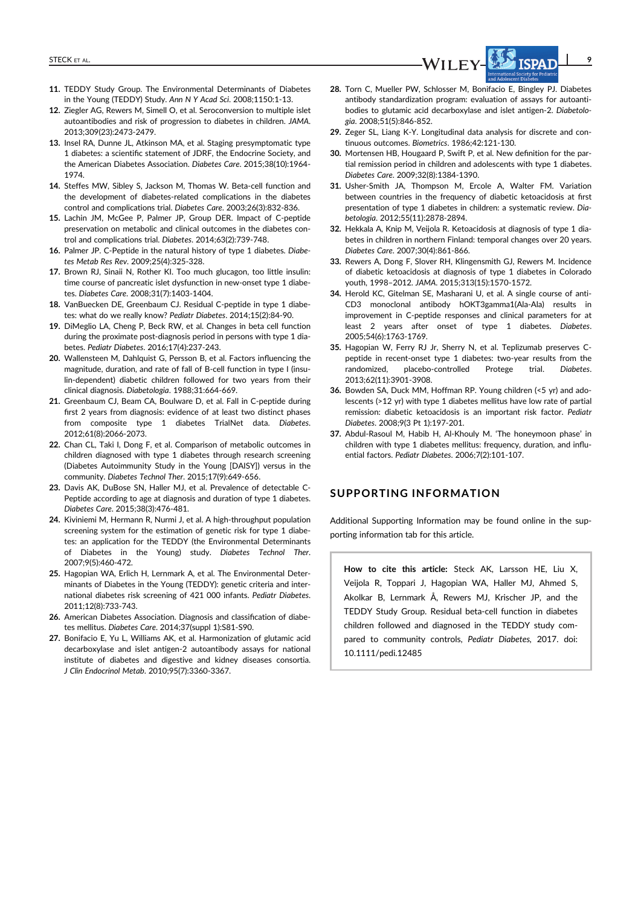11. TEDDY Study Group. The Environmental Determinants of Diabetes in the Young (TEDDY) Study. *Ann N Y Acad Sci*. 2008;1150:1-13.
12. Ziegler AG, Rewers M, Simell O, et al. Seroconversion to multiple islet autoantibodies and risk of progression to diabetes in children. *JAMA*. 2013;309(23):2473-2479.
13. Insel RA, Dunne JL, Atkinson MA, et al. Staging presymptomatic type 1 diabetes: a scientific statement of JDRF, the Endocrine Society, and the American Diabetes Association. *Diabetes Care*. 2015;38(10):1964-1974.
14. Steffes MW, Sibley S, Jackson M, Thomas W. Beta-cell function and the development of diabetes-related complications in the diabetes control and complications trial. *Diabetes Care*. 2003;26(3):832-836.
15. Lachin JM, McGee P, Palmer JP, Group DER. Impact of C-peptide preservation on metabolic and clinical outcomes in the diabetes control and complications trial. *Diabetes*. 2014;63(2):739-748.
16. Palmer JP. C-Peptide in the natural history of type 1 diabetes. *Diabetes Metab Res Rev*. 2009;25(4):325-328.
17. Brown RJ, Sinaii N, Rother KI. Too much glucagon, too little insulin: time course of pancreatic islet dysfunction in new-onset type 1 diabetes. *Diabetes Care*. 2008;31(7):1403-1404.
18. VanBuecken DE, Greenbaum CJ. Residual C-peptide in type 1 diabetes: what do we really know? *Pediatr Diabetes*. 2014;15(2):84-90.
19. DiMeglio LA, Cheng P, Beck RW, et al. Changes in beta cell function during the proximate post-diagnosis period in persons with type 1 diabetes. *Pediatr Diabetes*. 2016;17(4):237-243.
20. Wallensteen M, Dahlquist G, Persson B, et al. Factors influencing the magnitude, duration, and rate of fall of B-cell function in type I (insulin-dependent) diabetic children followed for two years from their clinical diagnosis. *Diabetologia*. 1988;31:664-669.
21. Greenbaum CJ, Beam CA, Boulware D, et al. Fall in C-peptide during first 2 years from diagnosis: evidence of at least two distinct phases from composite type 1 diabetes TrialNet data. *Diabetes*. 2012;61(8):2066-2073.
22. Chan CL, Taki I, Dong F, et al. Comparison of metabolic outcomes in children diagnosed with type 1 diabetes through research screening (Diabetes Autoimmunity Study in the Young [DAISY]) versus in the community. *Diabetes Technol Ther*. 2015;17(9):649-656.
23. Davis AK, DuBose SN, Haller MJ, et al. Prevalence of detectable C-Peptide according to age at diagnosis and duration of type 1 diabetes. *Diabetes Care*. 2015;38(3):476-481.
24. Kiviniemi M, Hermann R, Nurmi J, et al. A high-throughput population screening system for the estimation of genetic risk for type 1 diabetes: an application for the TEDDY (the Environmental Determinants of Diabetes in the Young) study. *Diabetes Technol Ther*. 2007;9(5):460-472.
25. Hagopian WA, Erlich H, Lernmark A, et al. The Environmental Determinants of Diabetes in the Young (TEDDY): genetic criteria and international diabetes risk screening of 421 000 infants. *Pediatr Diabetes*. 2011;12(8):733-743.
26. American Diabetes Association. Diagnosis and classification of diabetes mellitus. *Diabetes Care*. 2014;37(suppl 1):S81-S90.
27. Bonifacio E, Yu L, Williams AK, et al. Harmonization of glutamic acid decarboxylase and islet antigen-2 autoantibody assays for national institute of diabetes and digestive and kidney diseases consortia. *J Clin Endocrinol Metab*. 2010;95(7):3360-3367.
28. Torn C, Mueller PW, Schlosser M, Bonifacio E, Bingley PJ. Diabetes antibody standardization program: evaluation of assays for autoantibodies to glutamic acid decarboxylase and islet antigen-2. *Diabetologia*. 2008;51(5):846-852.
29. Zeger SL, Liang K-Y. Longitudinal data analysis for discrete and continuous outcomes. *Biometrics*. 1986;42:121-130.
30. Mortensen HB, Hougaard P, Swift P, et al. New definition for the partial remission period in children and adolescents with type 1 diabetes. *Diabetes Care*. 2009;32(8):1384-1390.
31. Usher-Smith JA, Thompson M, Ercole A, Walter FM. Variation between countries in the frequency of diabetic ketoacidosis at first presentation of type 1 diabetes in children: a systematic review. *Diabetologia*. 2012;55(11):2878-2894.
32. Hekkala A, Knip M, Veijola R. Ketoacidosis at diagnosis of type 1 diabetes in children in northern Finland: temporal changes over 20 years. *Diabetes Care*. 2007;30(4):861-866.
33. Rewers A, Dong F, Slover RH, Klingensmith GJ, Rewers M. Incidence of diabetic ketoacidosis at diagnosis of type 1 diabetes in Colorado youth, 1998–2012. *JAMA*. 2015;313(15):1570-1572.
34. Herold KC, Gitelman SE, Masharani U, et al. A single course of anti-CD3 monoclonal antibody hOKT3gamma1(Ala-Ala) results in improvement in C-peptide responses and clinical parameters for at least 2 years after onset of type 1 diabetes. *Diabetes*. 2005;54(6):1763-1769.
35. Hagopian W, Ferry RJ Jr, Sherry N, et al. Teplizumab preserves C-peptide in recent-onset type 1 diabetes: two-year results from the randomized, placebo-controlled Protege trial. *Diabetes*. 2013;62(11):3901-3908.
36. Bowden SA, Duck MM, Hoffman RP. Young children (<5 yr) and adolescents (>12 yr) with type 1 diabetes mellitus have low rate of partial remission: diabetic ketoacidosis is an important risk factor. *Pediatr Diabetes*. 2008;9(3 Pt 1):197-201.
37. Abdul-Rasoul M, Habib H, Al-Khouly M. 'The honeymoon phase' in children with type 1 diabetes mellitus: frequency, duration, and influential factors. *Pediatr Diabetes*. 2006;7(2):101-107.

## SUPPORTING INFORMATION

Additional Supporting Information may be found online in the supporting information tab for this article.

**How to cite this article:** Steck AK, Larsson HE, Liu X, Veijola R, Toppari J, Hagopian WA, Haller MJ, Ahmed S, Akolkar B, Lernmark Å, Rewers MJ, Krischer JP, and the TEDDY Study Group. Residual beta-cell function in diabetes children followed and diagnosed in the TEDDY study compared to community controls, *Pediatr Diabetes*, 2017. doi: 10.1111/pedi.12485